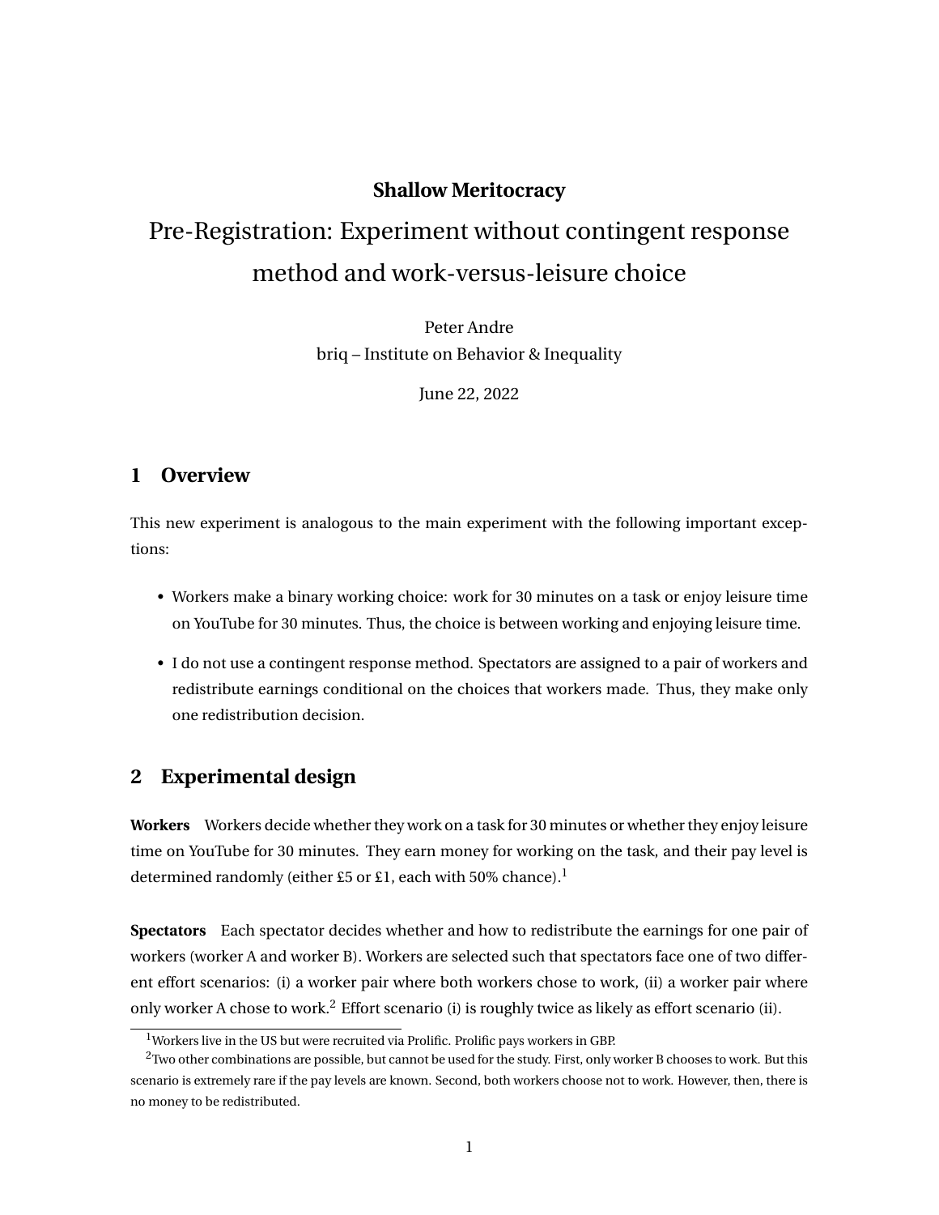**Shallow Meritocracy**

# Pre-Registration: Experiment without contingent response method and work-versus-leisure choice

Peter Andre
briq – Institute on Behavior & Inequality

June 22, 2022

## 1 Overview

This new experiment is analogous to the main experiment with the following important exceptions:

- Workers make a binary working choice: work for 30 minutes on a task or enjoy leisure time on YouTube for 30 minutes. Thus, the choice is between working and enjoying leisure time.
- I do not use a contingent response method. Spectators are assigned to a pair of workers and redistribute earnings conditional on the choices that workers made. Thus, they make only one redistribution decision.

## 2 Experimental design

**Workers** Workers decide whether they work on a task for 30 minutes or whether they enjoy leisure time on YouTube for 30 minutes. They earn money for working on the task, and their pay level is determined randomly (either £5 or £1, each with 50% chance).[1]

**Spectators** Each spectator decides whether and how to redistribute the earnings for one pair of workers (worker A and worker B). Workers are selected such that spectators face one of two different effort scenarios: (i) a worker pair where both workers chose to work, (ii) a worker pair where only worker A chose to work.[2] Effort scenario (i) is roughly twice as likely as effort scenario (ii).

[1] Workers live in the US but were recruited via Prolific. Prolific pays workers in GBP.

[2] Two other combinations are possible, but cannot be used for the study. First, only worker B chooses to work. But this scenario is extremely rare if the pay levels are known. Second, both workers choose not to work. However, then, there is no money to be redistributed.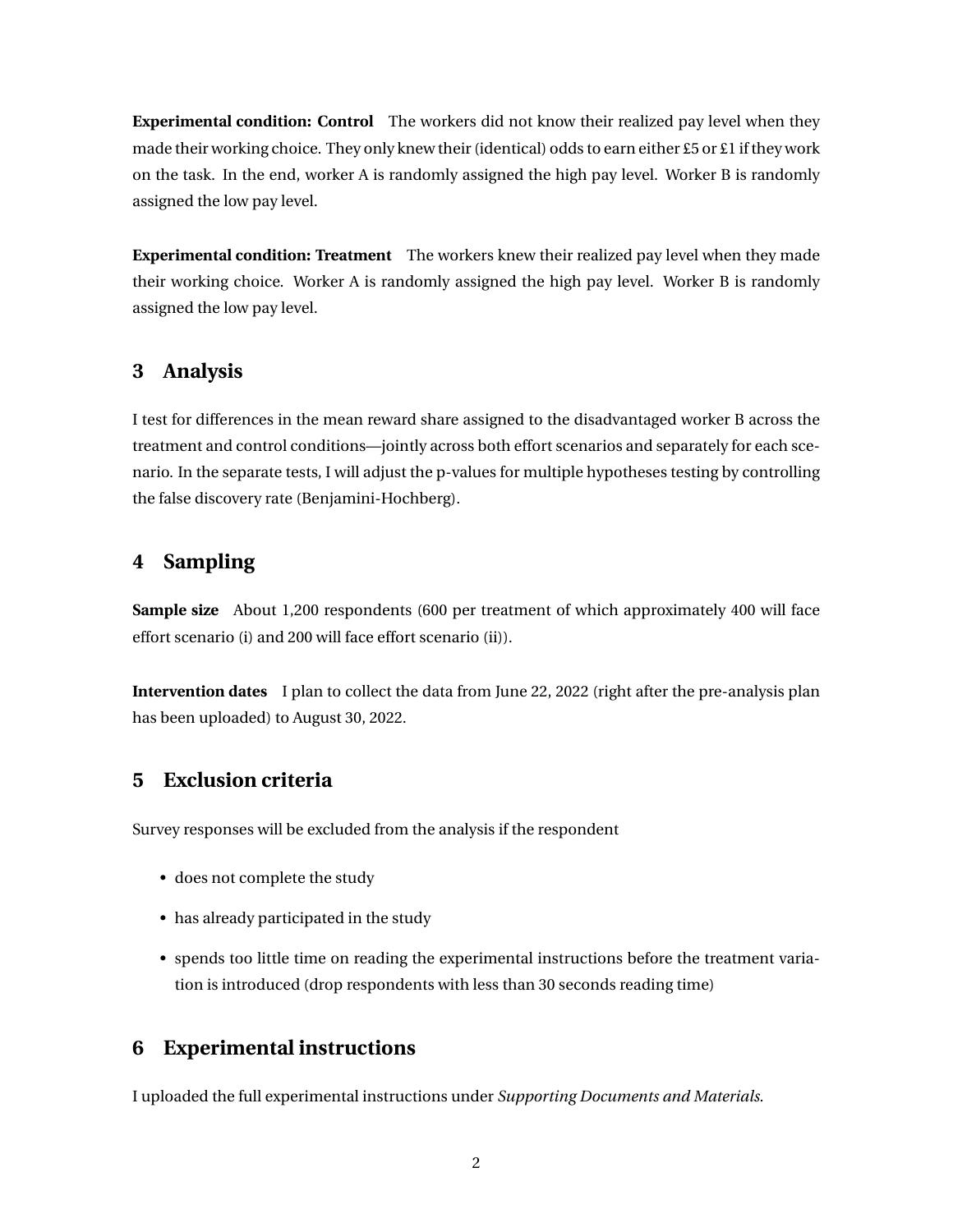**Experimental condition: Control** The workers did not know their realized pay level when they made their working choice. They only knew their (identical) odds to earn either £5 or £1 if they work on the task. In the end, worker A is randomly assigned the high pay level. Worker B is randomly assigned the low pay level.

**Experimental condition: Treatment** The workers knew their realized pay level when they made their working choice. Worker A is randomly assigned the high pay level. Worker B is randomly assigned the low pay level.

## 3 Analysis

I test for differences in the mean reward share assigned to the disadvantaged worker B across the treatment and control conditions—jointly across both effort scenarios and separately for each scenario. In the separate tests, I will adjust the p-values for multiple hypotheses testing by controlling the false discovery rate (Benjamini-Hochberg).

## 4 Sampling

**Sample size** About 1,200 respondents (600 per treatment of which approximately 400 will face effort scenario (i) and 200 will face effort scenario (ii)).

**Intervention dates** I plan to collect the data from June 22, 2022 (right after the pre-analysis plan has been uploaded) to August 30, 2022.

## 5 Exclusion criteria

Survey responses will be excluded from the analysis if the respondent

- does not complete the study
- has already participated in the study
- spends too little time on reading the experimental instructions before the treatment variation is introduced (drop respondents with less than 30 seconds reading time)

## 6 Experimental instructions

I uploaded the full experimental instructions under *Supporting Documents and Materials*.